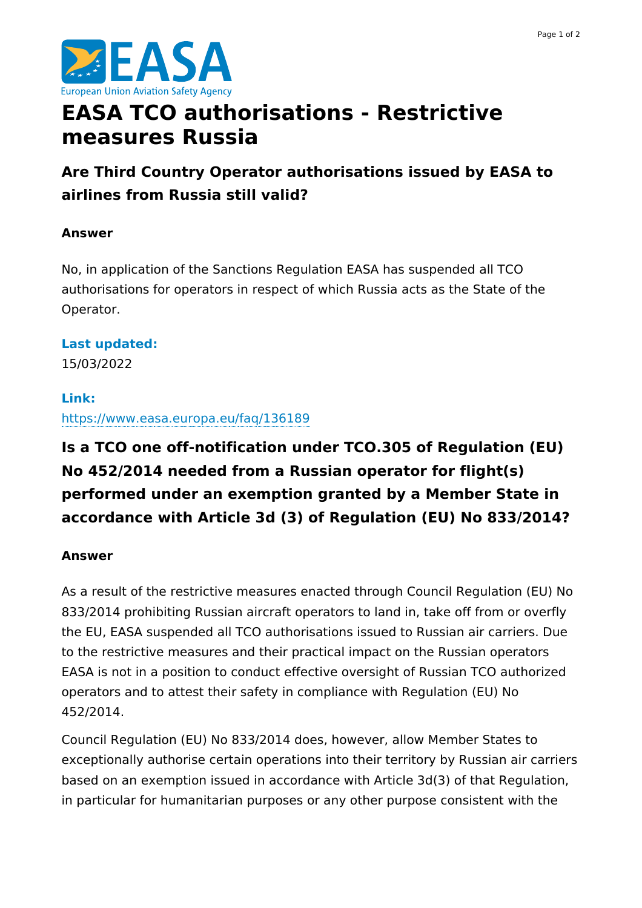# EASA TCO authorisations - Restrictive measures Russia

## Are Third Country Operator authorisations issued by EASA to airlines from Russia still valid?

**Answer**

No, in application of the Sanctions Regulation EASA has suspended all TCO authorisations for operators in respect of which Russia acts as the State of the Operator.

**Last updated:**
15/03/2022

**Link:**
https://www.easa.europa.eu/faq/136189

## Is a TCO one off-notification under TCO.305 of Regulation (EU) No 452/2014 needed from a Russian operator for flight(s) performed under an exemption granted by a Member State in accordance with Article 3d (3) of Regulation (EU) No 833/2014?

**Answer**

As a result of the restrictive measures enacted through Council Regulation (EU) No 833/2014 prohibiting Russian aircraft operators to land in, take off from or overfly the EU, EASA suspended all TCO authorisations issued to Russian air carriers. Due to the restrictive measures and their practical impact on the Russian operators EASA is not in a position to conduct effective oversight of Russian TCO authorized operators and to attest their safety in compliance with Regulation (EU) No 452/2014.

Council Regulation (EU) No 833/2014 does, however, allow Member States to exceptionally authorise certain operations into their territory by Russian air carriers based on an exemption issued in accordance with Article 3d(3) of that Regulation, in particular for humanitarian purposes or any other purpose consistent with the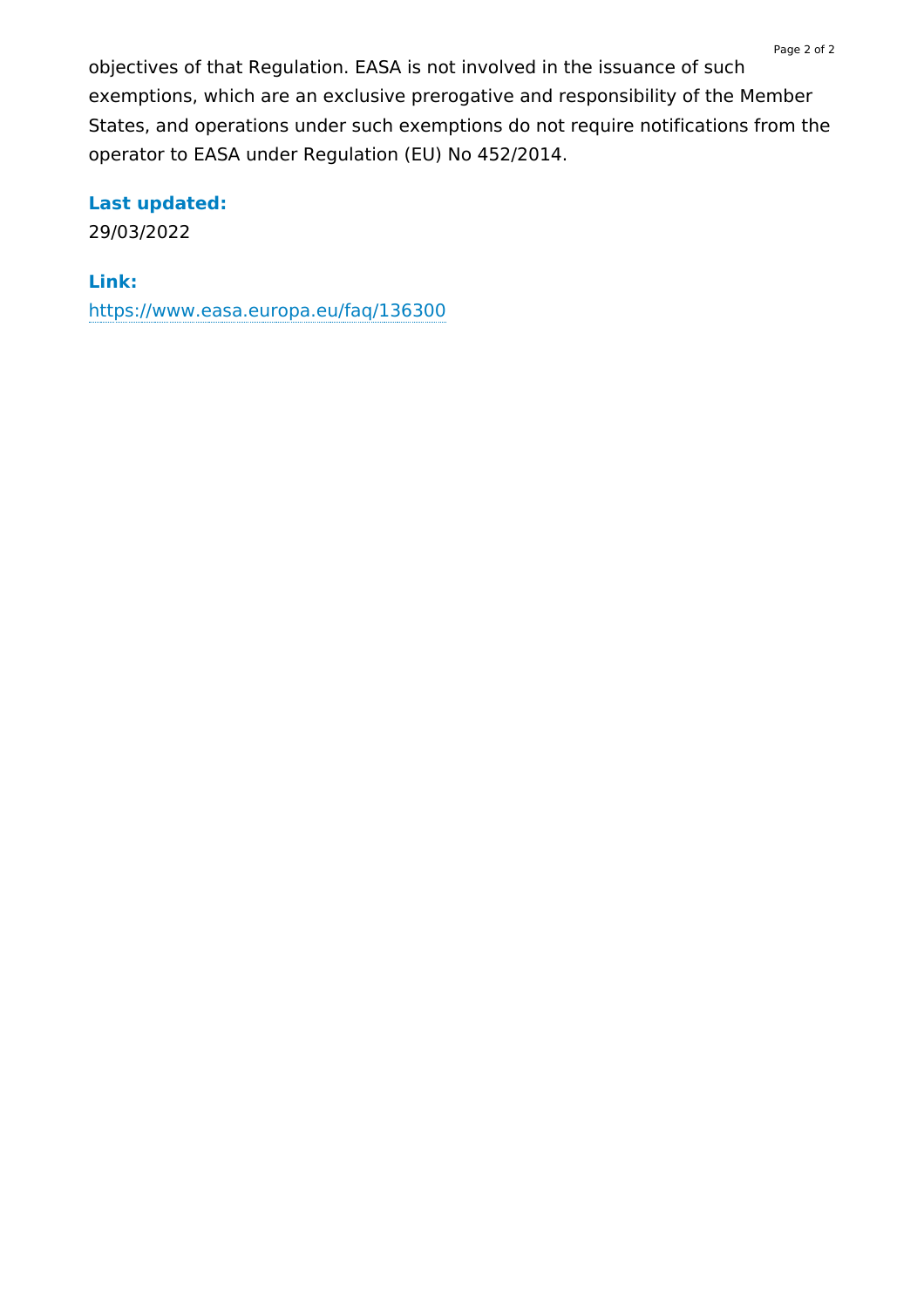objectives of that Regulation. EASA is not involved in the issuance of such exemptions, which are an exclusive prerogative and responsibility of the Member States, and operations under such exemptions do not require notifications from the operator to EASA under Regulation (EU) No 452/2014.

**Last updated:**

29/03/2022

**Link:**

https://www.easa.europa.eu/faq/136300